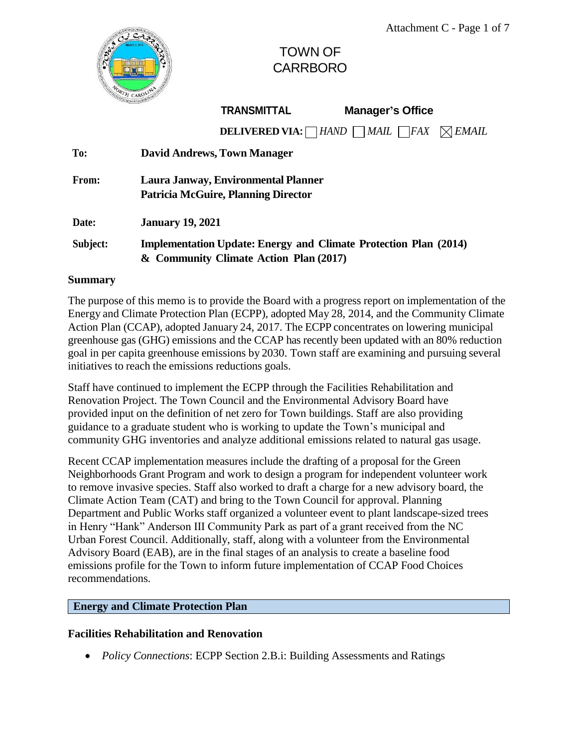# TOWN OF CARRBORO

**TRANSMITTAL** **Manager's Office**

**DELIVERED VIA:** ☐ *HAND* ☐ *MAIL* ☐ *FAX* ☒ *EMAIL*

**To:** **David Andrews, Town Manager**

**From:** **Laura Janway, Environmental Planner**
**Patricia McGuire, Planning Director**

**Date:** **January 19, 2021**

**Subject:** **Implementation Update: Energy and Climate Protection Plan (2014) & Community Climate Action Plan (2017)**

## Summary

The purpose of this memo is to provide the Board with a progress report on implementation of the Energy and Climate Protection Plan (ECPP), adopted May 28, 2014, and the Community Climate Action Plan (CCAP), adopted January 24, 2017. The ECPP concentrates on lowering municipal greenhouse gas (GHG) emissions and the CCAP has recently been updated with an 80% reduction goal in per capita greenhouse emissions by 2030. Town staff are examining and pursuing several initiatives to reach the emissions reductions goals.

Staff have continued to implement the ECPP through the Facilities Rehabilitation and Renovation Project. The Town Council and the Environmental Advisory Board have provided input on the definition of net zero for Town buildings. Staff are also providing guidance to a graduate student who is working to update the Town's municipal and community GHG inventories and analyze additional emissions related to natural gas usage.

Recent CCAP implementation measures include the drafting of a proposal for the Green Neighborhoods Grant Program and work to design a program for independent volunteer work to remove invasive species. Staff also worked to draft a charge for a new advisory board, the Climate Action Team (CAT) and bring to the Town Council for approval. Planning Department and Public Works staff organized a volunteer event to plant landscape-sized trees in Henry "Hank" Anderson III Community Park as part of a grant received from the NC Urban Forest Council. Additionally, staff, along with a volunteer from the Environmental Advisory Board (EAB), are in the final stages of an analysis to create a baseline food emissions profile for the Town to inform future implementation of CCAP Food Choices recommendations.

## Energy and Climate Protection Plan

### Facilities Rehabilitation and Renovation

- *Policy Connections*: ECPP Section 2.B.i: Building Assessments and Ratings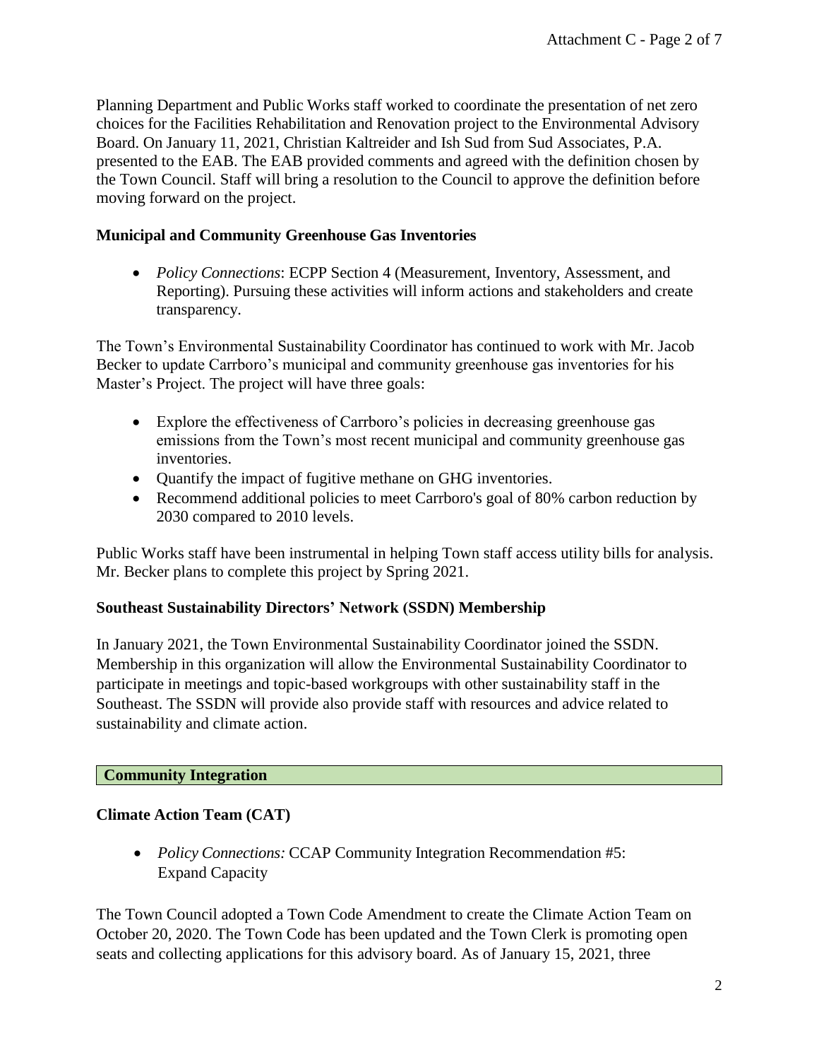Planning Department and Public Works staff worked to coordinate the presentation of net zero choices for the Facilities Rehabilitation and Renovation project to the Environmental Advisory Board. On January 11, 2021, Christian Kaltreider and Ish Sud from Sud Associates, P.A. presented to the EAB. The EAB provided comments and agreed with the definition chosen by the Town Council. Staff will bring a resolution to the Council to approve the definition before moving forward on the project.

### Municipal and Community Greenhouse Gas Inventories

- *Policy Connections*: ECPP Section 4 (Measurement, Inventory, Assessment, and Reporting). Pursuing these activities will inform actions and stakeholders and create transparency.

The Town's Environmental Sustainability Coordinator has continued to work with Mr. Jacob Becker to update Carrboro's municipal and community greenhouse gas inventories for his Master's Project. The project will have three goals:

- Explore the effectiveness of Carrboro's policies in decreasing greenhouse gas emissions from the Town's most recent municipal and community greenhouse gas inventories.
- Quantify the impact of fugitive methane on GHG inventories.
- Recommend additional policies to meet Carrboro's goal of 80% carbon reduction by 2030 compared to 2010 levels.

Public Works staff have been instrumental in helping Town staff access utility bills for analysis. Mr. Becker plans to complete this project by Spring 2021.

### Southeast Sustainability Directors' Network (SSDN) Membership

In January 2021, the Town Environmental Sustainability Coordinator joined the SSDN. Membership in this organization will allow the Environmental Sustainability Coordinator to participate in meetings and topic-based workgroups with other sustainability staff in the Southeast. The SSDN will provide also provide staff with resources and advice related to sustainability and climate action.

## Community Integration

### Climate Action Team (CAT)

- *Policy Connections:* CCAP Community Integration Recommendation #5: Expand Capacity

The Town Council adopted a Town Code Amendment to create the Climate Action Team on October 20, 2020. The Town Code has been updated and the Town Clerk is promoting open seats and collecting applications for this advisory board. As of January 15, 2021, three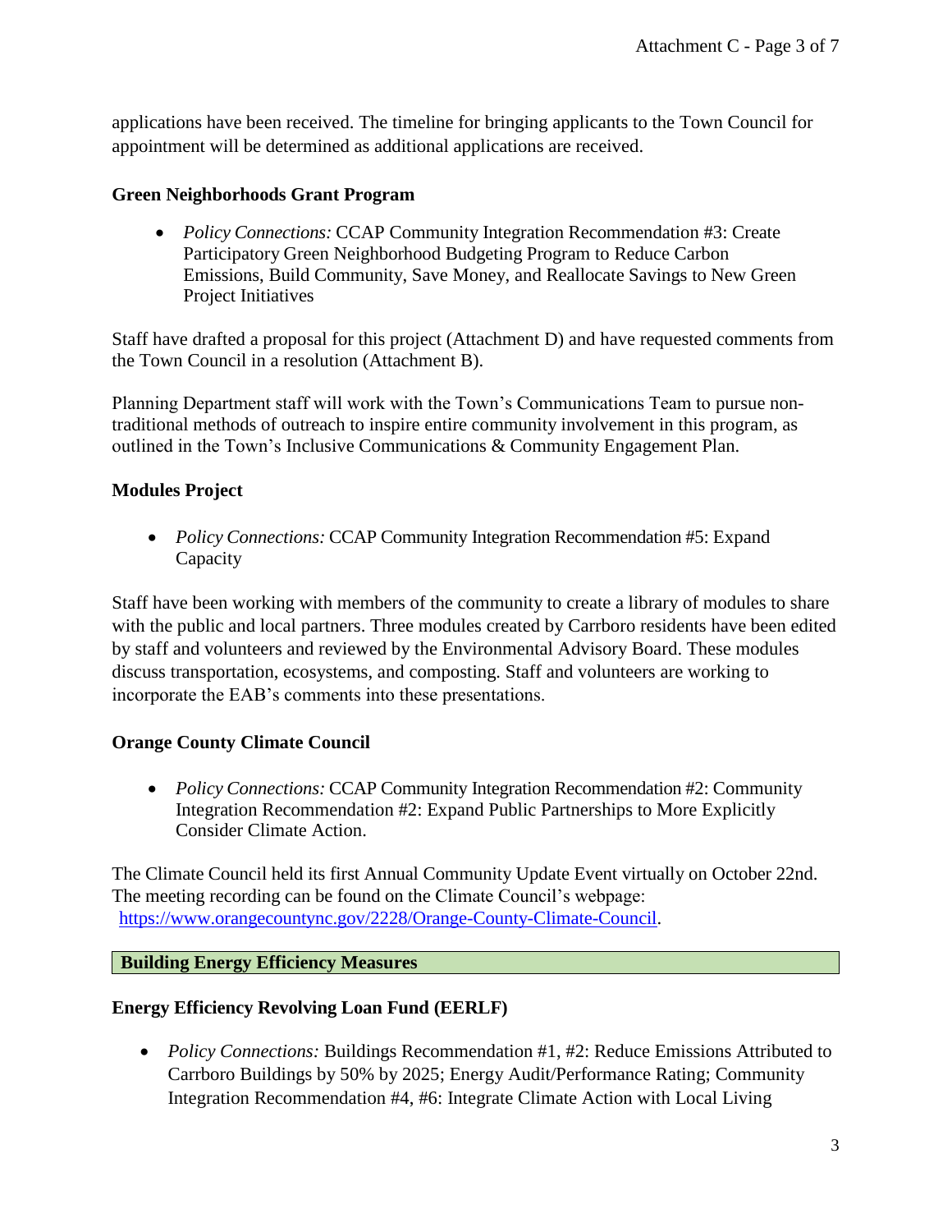applications have been received. The timeline for bringing applicants to the Town Council for appointment will be determined as additional applications are received.

### Green Neighborhoods Grant Program

- *Policy Connections:* CCAP Community Integration Recommendation #3: Create Participatory Green Neighborhood Budgeting Program to Reduce Carbon Emissions, Build Community, Save Money, and Reallocate Savings to New Green Project Initiatives

Staff have drafted a proposal for this project (Attachment D) and have requested comments from the Town Council in a resolution (Attachment B).

Planning Department staff will work with the Town's Communications Team to pursue non-traditional methods of outreach to inspire entire community involvement in this program, as outlined in the Town's Inclusive Communications & Community Engagement Plan.

### Modules Project

- *Policy Connections:* CCAP Community Integration Recommendation #5: Expand Capacity

Staff have been working with members of the community to create a library of modules to share with the public and local partners. Three modules created by Carrboro residents have been edited by staff and volunteers and reviewed by the Environmental Advisory Board. These modules discuss transportation, ecosystems, and composting. Staff and volunteers are working to incorporate the EAB's comments into these presentations.

### Orange County Climate Council

- *Policy Connections:* CCAP Community Integration Recommendation #2: Community Integration Recommendation #2: Expand Public Partnerships to More Explicitly Consider Climate Action.

The Climate Council held its first Annual Community Update Event virtually on October 22nd. The meeting recording can be found on the Climate Council's webpage: https://www.orangecountync.gov/2228/Orange-County-Climate-Council.

## Building Energy Efficiency Measures

### Energy Efficiency Revolving Loan Fund (EERLF)

- *Policy Connections:* Buildings Recommendation #1, #2: Reduce Emissions Attributed to Carrboro Buildings by 50% by 2025; Energy Audit/Performance Rating; Community Integration Recommendation #4, #6: Integrate Climate Action with Local Living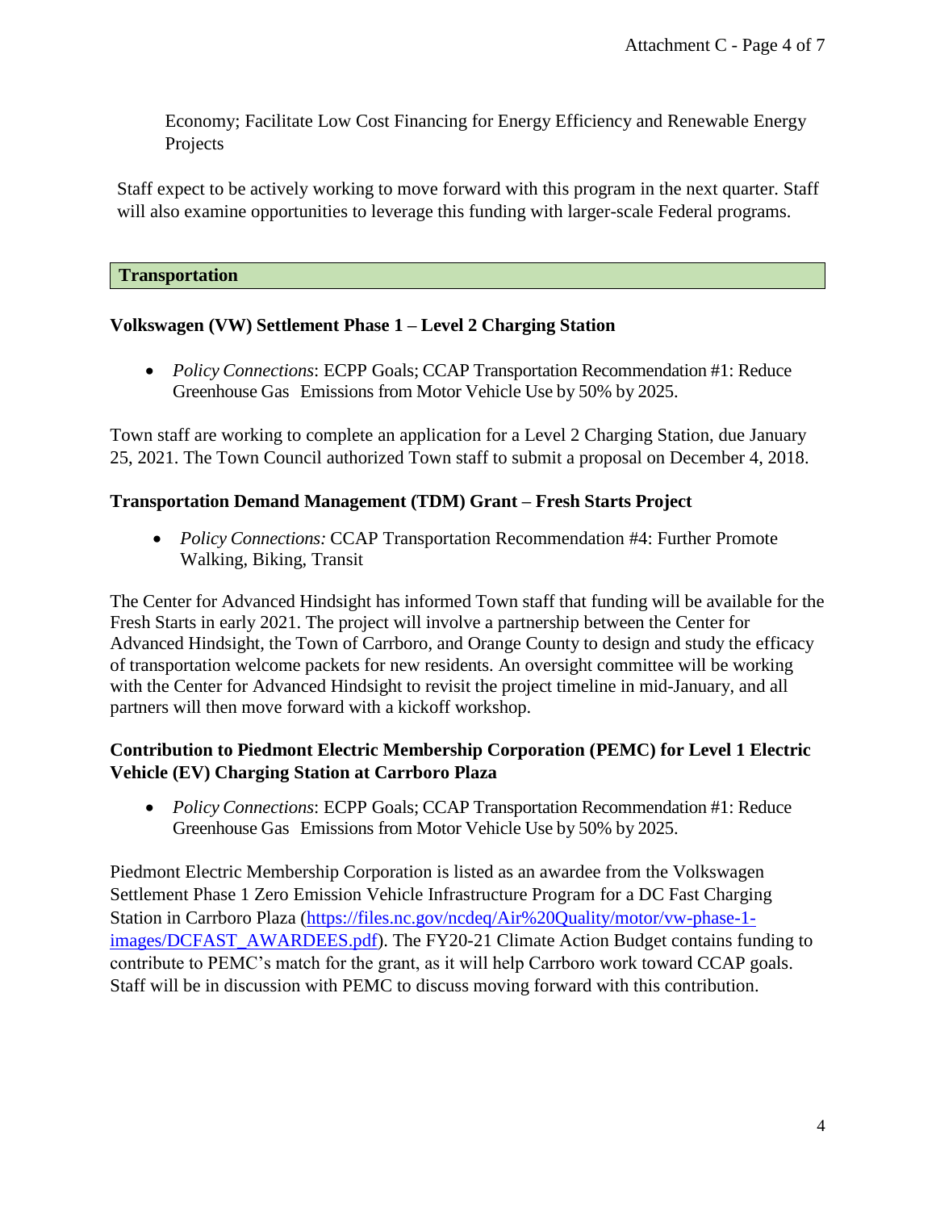Economy; Facilitate Low Cost Financing for Energy Efficiency and Renewable Energy Projects

Staff expect to be actively working to move forward with this program in the next quarter. Staff will also examine opportunities to leverage this funding with larger-scale Federal programs.

## Transportation

### Volkswagen (VW) Settlement Phase 1 – Level 2 Charging Station

- *Policy Connections*: ECPP Goals; CCAP Transportation Recommendation #1: Reduce Greenhouse Gas Emissions from Motor Vehicle Use by 50% by 2025.

Town staff are working to complete an application for a Level 2 Charging Station, due January 25, 2021. The Town Council authorized Town staff to submit a proposal on December 4, 2018.

### Transportation Demand Management (TDM) Grant – Fresh Starts Project

- *Policy Connections:* CCAP Transportation Recommendation #4: Further Promote Walking, Biking, Transit

The Center for Advanced Hindsight has informed Town staff that funding will be available for the Fresh Starts in early 2021. The project will involve a partnership between the Center for Advanced Hindsight, the Town of Carrboro, and Orange County to design and study the efficacy of transportation welcome packets for new residents. An oversight committee will be working with the Center for Advanced Hindsight to revisit the project timeline in mid-January, and all partners will then move forward with a kickoff workshop.

### Contribution to Piedmont Electric Membership Corporation (PEMC) for Level 1 Electric Vehicle (EV) Charging Station at Carrboro Plaza

- *Policy Connections*: ECPP Goals; CCAP Transportation Recommendation #1: Reduce Greenhouse Gas Emissions from Motor Vehicle Use by 50% by 2025.

Piedmont Electric Membership Corporation is listed as an awardee from the Volkswagen Settlement Phase 1 Zero Emission Vehicle Infrastructure Program for a DC Fast Charging Station in Carrboro Plaza (https://files.nc.gov/ncdeq/Air%20Quality/motor/vw-phase-1-images/DCFAST_AWARDEES.pdf). The FY20-21 Climate Action Budget contains funding to contribute to PEMC's match for the grant, as it will help Carrboro work toward CCAP goals. Staff will be in discussion with PEMC to discuss moving forward with this contribution.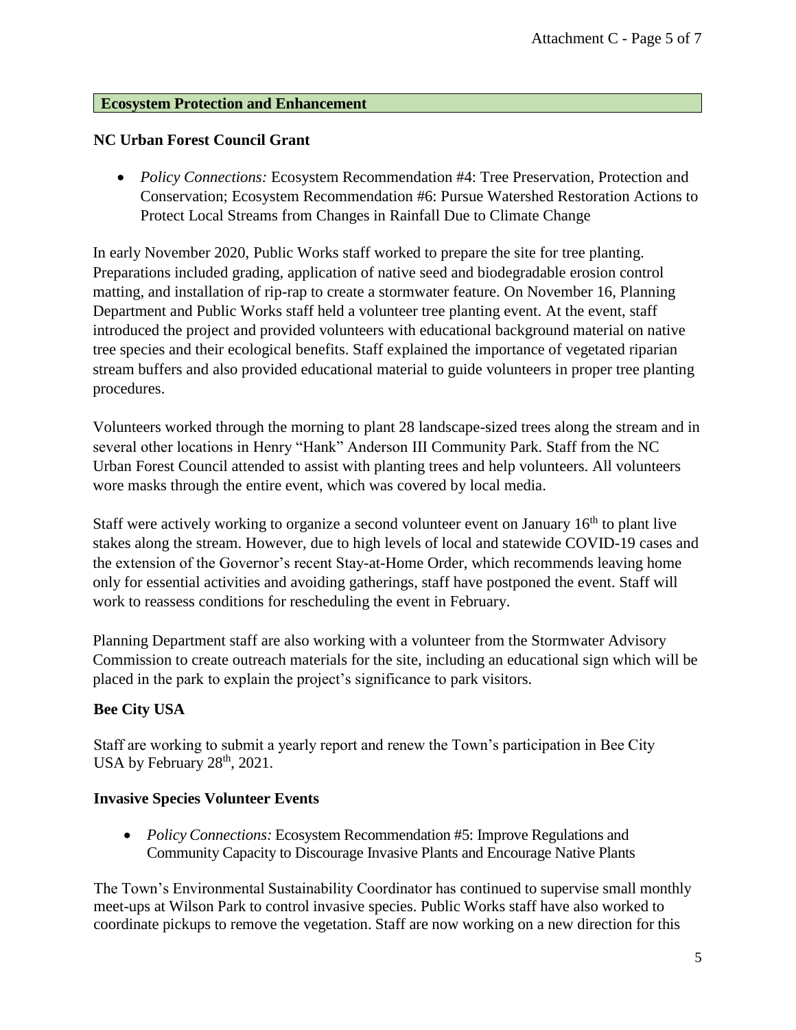## Ecosystem Protection and Enhancement

### NC Urban Forest Council Grant

- *Policy Connections:* Ecosystem Recommendation #4: Tree Preservation, Protection and Conservation; Ecosystem Recommendation #6: Pursue Watershed Restoration Actions to Protect Local Streams from Changes in Rainfall Due to Climate Change

In early November 2020, Public Works staff worked to prepare the site for tree planting. Preparations included grading, application of native seed and biodegradable erosion control matting, and installation of rip-rap to create a stormwater feature. On November 16, Planning Department and Public Works staff held a volunteer tree planting event. At the event, staff introduced the project and provided volunteers with educational background material on native tree species and their ecological benefits. Staff explained the importance of vegetated riparian stream buffers and also provided educational material to guide volunteers in proper tree planting procedures.

Volunteers worked through the morning to plant 28 landscape-sized trees along the stream and in several other locations in Henry "Hank" Anderson III Community Park. Staff from the NC Urban Forest Council attended to assist with planting trees and help volunteers. All volunteers wore masks through the entire event, which was covered by local media.

Staff were actively working to organize a second volunteer event on January 16th to plant live stakes along the stream. However, due to high levels of local and statewide COVID-19 cases and the extension of the Governor's recent Stay-at-Home Order, which recommends leaving home only for essential activities and avoiding gatherings, staff have postponed the event. Staff will work to reassess conditions for rescheduling the event in February.

Planning Department staff are also working with a volunteer from the Stormwater Advisory Commission to create outreach materials for the site, including an educational sign which will be placed in the park to explain the project's significance to park visitors.

### Bee City USA

Staff are working to submit a yearly report and renew the Town's participation in Bee City USA by February 28th, 2021.

### Invasive Species Volunteer Events

- *Policy Connections:* Ecosystem Recommendation #5: Improve Regulations and Community Capacity to Discourage Invasive Plants and Encourage Native Plants

The Town's Environmental Sustainability Coordinator has continued to supervise small monthly meet-ups at Wilson Park to control invasive species. Public Works staff have also worked to coordinate pickups to remove the vegetation. Staff are now working on a new direction for this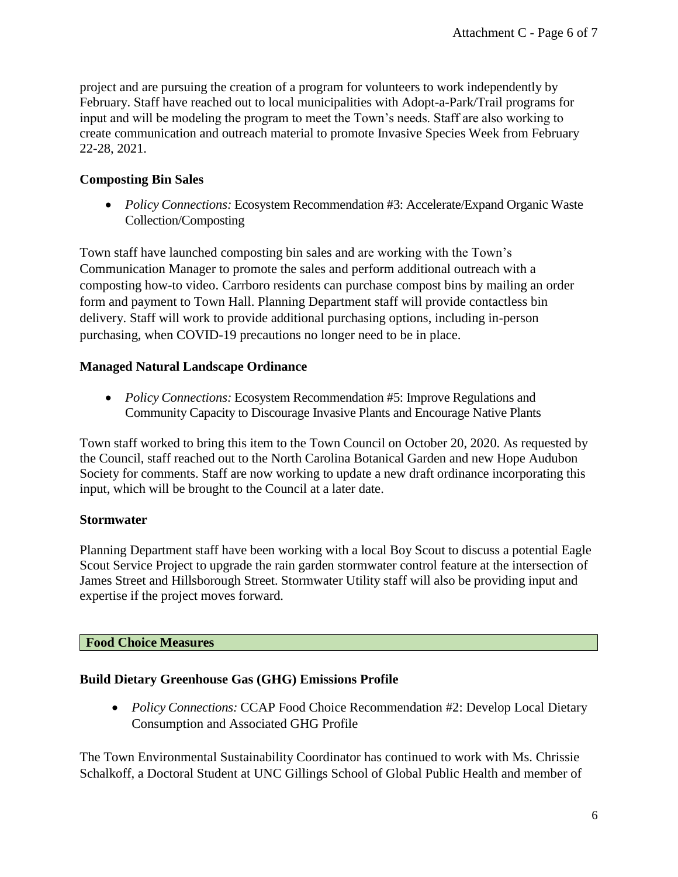project and are pursuing the creation of a program for volunteers to work independently by February. Staff have reached out to local municipalities with Adopt-a-Park/Trail programs for input and will be modeling the program to meet the Town's needs. Staff are also working to create communication and outreach material to promote Invasive Species Week from February 22-28, 2021.

### Composting Bin Sales

- *Policy Connections:* Ecosystem Recommendation #3: Accelerate/Expand Organic Waste Collection/Composting

Town staff have launched composting bin sales and are working with the Town's Communication Manager to promote the sales and perform additional outreach with a composting how-to video. Carrboro residents can purchase compost bins by mailing an order form and payment to Town Hall. Planning Department staff will provide contactless bin delivery. Staff will work to provide additional purchasing options, including in-person purchasing, when COVID-19 precautions no longer need to be in place.

### Managed Natural Landscape Ordinance

- *Policy Connections:* Ecosystem Recommendation #5: Improve Regulations and Community Capacity to Discourage Invasive Plants and Encourage Native Plants

Town staff worked to bring this item to the Town Council on October 20, 2020. As requested by the Council, staff reached out to the North Carolina Botanical Garden and new Hope Audubon Society for comments. Staff are now working to update a new draft ordinance incorporating this input, which will be brought to the Council at a later date.

### Stormwater

Planning Department staff have been working with a local Boy Scout to discuss a potential Eagle Scout Service Project to upgrade the rain garden stormwater control feature at the intersection of James Street and Hillsborough Street. Stormwater Utility staff will also be providing input and expertise if the project moves forward.

## Food Choice Measures

### Build Dietary Greenhouse Gas (GHG) Emissions Profile

- *Policy Connections:* CCAP Food Choice Recommendation #2: Develop Local Dietary Consumption and Associated GHG Profile

The Town Environmental Sustainability Coordinator has continued to work with Ms. Chrissie Schalkoff, a Doctoral Student at UNC Gillings School of Global Public Health and member of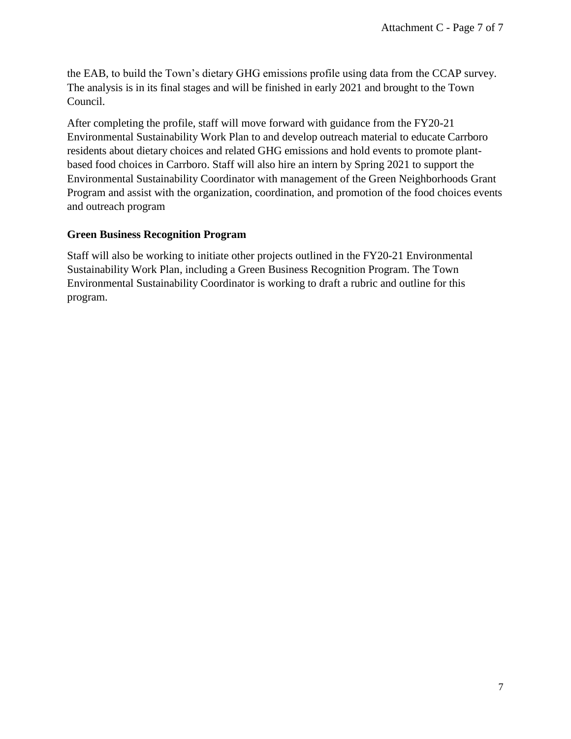the EAB, to build the Town's dietary GHG emissions profile using data from the CCAP survey. The analysis is in its final stages and will be finished in early 2021 and brought to the Town Council.

After completing the profile, staff will move forward with guidance from the FY20-21 Environmental Sustainability Work Plan to and develop outreach material to educate Carrboro residents about dietary choices and related GHG emissions and hold events to promote plant-based food choices in Carrboro. Staff will also hire an intern by Spring 2021 to support the Environmental Sustainability Coordinator with management of the Green Neighborhoods Grant Program and assist with the organization, coordination, and promotion of the food choices events and outreach program

### Green Business Recognition Program

Staff will also be working to initiate other projects outlined in the FY20-21 Environmental Sustainability Work Plan, including a Green Business Recognition Program. The Town Environmental Sustainability Coordinator is working to draft a rubric and outline for this program.